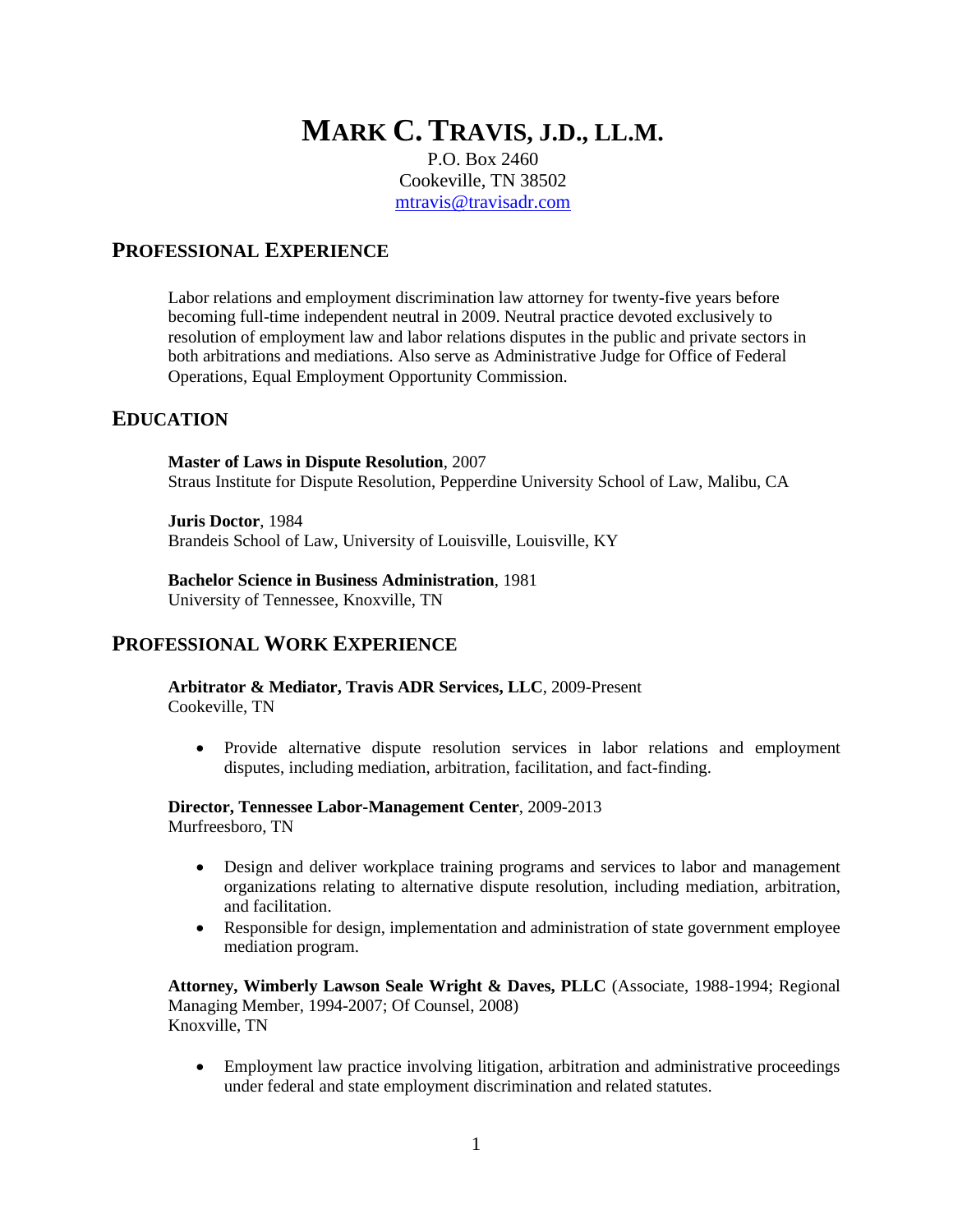# MARK C. TRAVIS, J.D., LL.M.

P.O. Box 2460
Cookeville, TN 38502
mtravis@travisadr.com

## PROFESSIONAL EXPERIENCE

Labor relations and employment discrimination law attorney for twenty-five years before becoming full-time independent neutral in 2009. Neutral practice devoted exclusively to resolution of employment law and labor relations disputes in the public and private sectors in both arbitrations and mediations. Also serve as Administrative Judge for Office of Federal Operations, Equal Employment Opportunity Commission.

## EDUCATION

**Master of Laws in Dispute Resolution**, 2007
Straus Institute for Dispute Resolution, Pepperdine University School of Law, Malibu, CA

**Juris Doctor**, 1984
Brandeis School of Law, University of Louisville, Louisville, KY

**Bachelor Science in Business Administration**, 1981
University of Tennessee, Knoxville, TN

## PROFESSIONAL WORK EXPERIENCE

**Arbitrator & Mediator, Travis ADR Services, LLC**, 2009-Present
Cookeville, TN

- Provide alternative dispute resolution services in labor relations and employment disputes, including mediation, arbitration, facilitation, and fact-finding.

**Director, Tennessee Labor-Management Center**, 2009-2013
Murfreesboro, TN

- Design and deliver workplace training programs and services to labor and management organizations relating to alternative dispute resolution, including mediation, arbitration, and facilitation.
- Responsible for design, implementation and administration of state government employee mediation program.

**Attorney, Wimberly Lawson Seale Wright & Daves, PLLC** (Associate, 1988-1994; Regional Managing Member, 1994-2007; Of Counsel, 2008)
Knoxville, TN

- Employment law practice involving litigation, arbitration and administrative proceedings under federal and state employment discrimination and related statutes.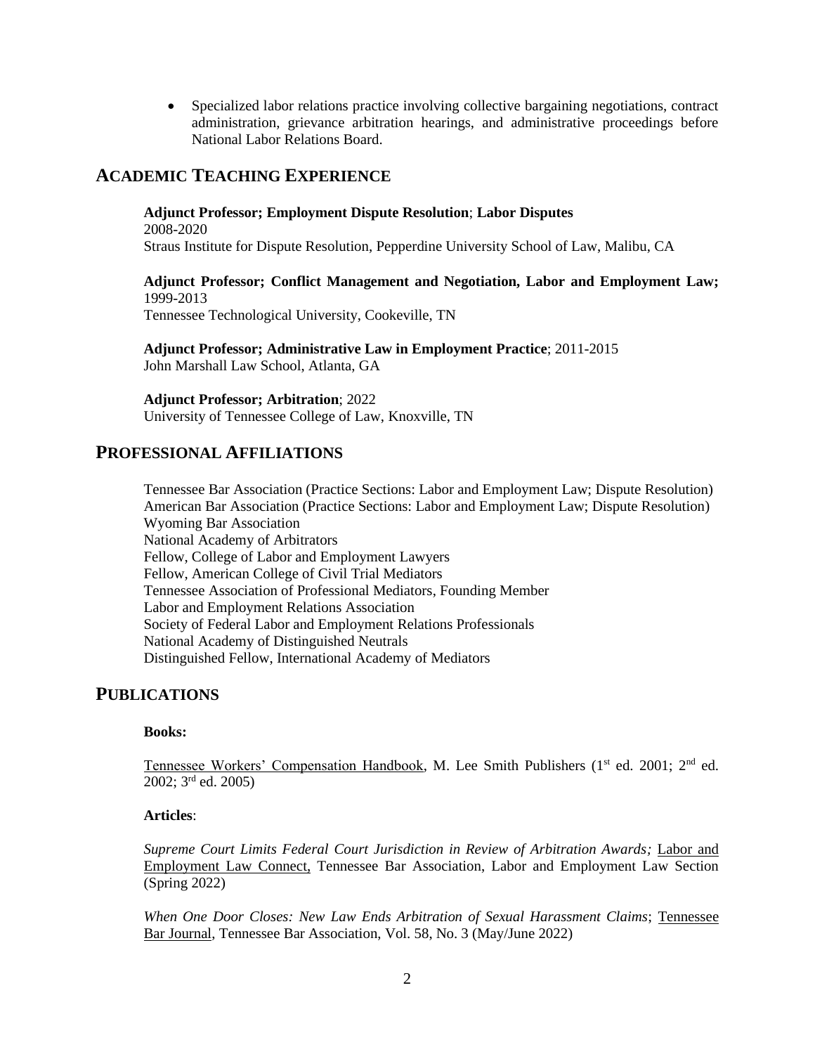- Specialized labor relations practice involving collective bargaining negotiations, contract administration, grievance arbitration hearings, and administrative proceedings before National Labor Relations Board.

## ACADEMIC TEACHING EXPERIENCE

**Adjunct Professor; Employment Dispute Resolution**; **Labor Disputes**
2008-2020
Straus Institute for Dispute Resolution, Pepperdine University School of Law, Malibu, CA

**Adjunct Professor; Conflict Management and Negotiation, Labor and Employment Law;** 1999-2013
Tennessee Technological University, Cookeville, TN

**Adjunct Professor; Administrative Law in Employment Practice**; 2011-2015
John Marshall Law School, Atlanta, GA

**Adjunct Professor; Arbitration**; 2022
University of Tennessee College of Law, Knoxville, TN

## PROFESSIONAL AFFILIATIONS

Tennessee Bar Association (Practice Sections: Labor and Employment Law; Dispute Resolution)
American Bar Association (Practice Sections: Labor and Employment Law; Dispute Resolution)
Wyoming Bar Association
National Academy of Arbitrators
Fellow, College of Labor and Employment Lawyers
Fellow, American College of Civil Trial Mediators
Tennessee Association of Professional Mediators, Founding Member
Labor and Employment Relations Association
Society of Federal Labor and Employment Relations Professionals
National Academy of Distinguished Neutrals
Distinguished Fellow, International Academy of Mediators

## PUBLICATIONS

**Books:**

Tennessee Workers' Compensation Handbook, M. Lee Smith Publishers (1st ed. 2001; 2nd ed. 2002; 3rd ed. 2005)

**Articles**:

*Supreme Court Limits Federal Court Jurisdiction in Review of Arbitration Awards;* Labor and Employment Law Connect, Tennessee Bar Association, Labor and Employment Law Section (Spring 2022)

*When One Door Closes: New Law Ends Arbitration of Sexual Harassment Claims*; Tennessee Bar Journal, Tennessee Bar Association, Vol. 58, No. 3 (May/June 2022)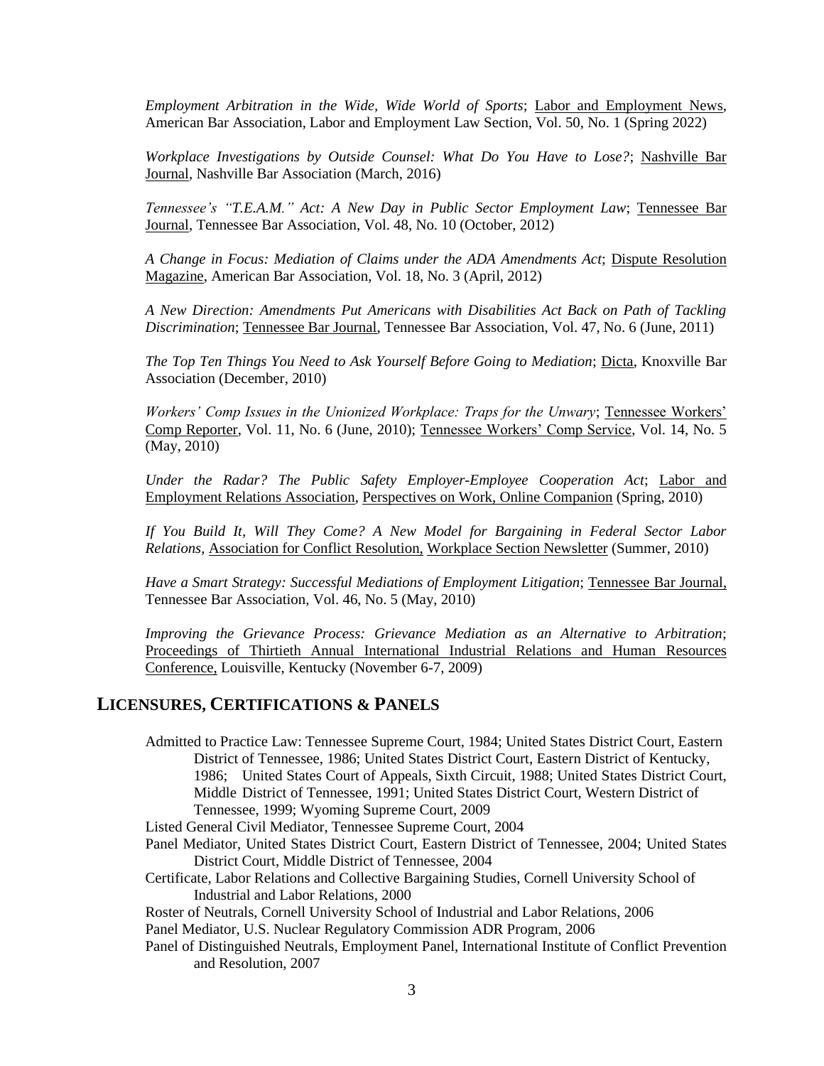*Employment Arbitration in the Wide, Wide World of Sports*; Labor and Employment News, American Bar Association, Labor and Employment Law Section, Vol. 50, No. 1 (Spring 2022)

*Workplace Investigations by Outside Counsel: What Do You Have to Lose?*; Nashville Bar Journal, Nashville Bar Association (March, 2016)

*Tennessee's "T.E.A.M." Act: A New Day in Public Sector Employment Law*; Tennessee Bar Journal, Tennessee Bar Association, Vol. 48, No. 10 (October, 2012)

*A Change in Focus: Mediation of Claims under the ADA Amendments Act*; Dispute Resolution Magazine, American Bar Association, Vol. 18, No. 3 (April, 2012)

*A New Direction: Amendments Put Americans with Disabilities Act Back on Path of Tackling Discrimination*; Tennessee Bar Journal, Tennessee Bar Association, Vol. 47, No. 6 (June, 2011)

*The Top Ten Things You Need to Ask Yourself Before Going to Mediation*; Dicta, Knoxville Bar Association (December, 2010)

*Workers' Comp Issues in the Unionized Workplace: Traps for the Unwary*; Tennessee Workers' Comp Reporter, Vol. 11, No. 6 (June, 2010); Tennessee Workers' Comp Service, Vol. 14, No. 5 (May, 2010)

*Under the Radar? The Public Safety Employer-Employee Cooperation Act*; Labor and Employment Relations Association, Perspectives on Work, Online Companion (Spring, 2010)

*If You Build It, Will They Come? A New Model for Bargaining in Federal Sector Labor Relations*, Association for Conflict Resolution, Workplace Section Newsletter (Summer, 2010)

*Have a Smart Strategy: Successful Mediations of Employment Litigation*; Tennessee Bar Journal, Tennessee Bar Association, Vol. 46, No. 5 (May, 2010)

*Improving the Grievance Process: Grievance Mediation as an Alternative to Arbitration*; Proceedings of Thirtieth Annual International Industrial Relations and Human Resources Conference, Louisville, Kentucky (November 6-7, 2009)

## LICENSURES, CERTIFICATIONS & PANELS

Admitted to Practice Law: Tennessee Supreme Court, 1984; United States District Court, Eastern District of Tennessee, 1986; United States District Court, Eastern District of Kentucky, 1986; United States Court of Appeals, Sixth Circuit, 1988; United States District Court, Middle District of Tennessee, 1991; United States District Court, Western District of Tennessee, 1999; Wyoming Supreme Court, 2009

Listed General Civil Mediator, Tennessee Supreme Court, 2004

Panel Mediator, United States District Court, Eastern District of Tennessee, 2004; United States District Court, Middle District of Tennessee, 2004

Certificate, Labor Relations and Collective Bargaining Studies, Cornell University School of Industrial and Labor Relations, 2000

Roster of Neutrals, Cornell University School of Industrial and Labor Relations, 2006

Panel Mediator, U.S. Nuclear Regulatory Commission ADR Program, 2006

Panel of Distinguished Neutrals, Employment Panel, International Institute of Conflict Prevention and Resolution, 2007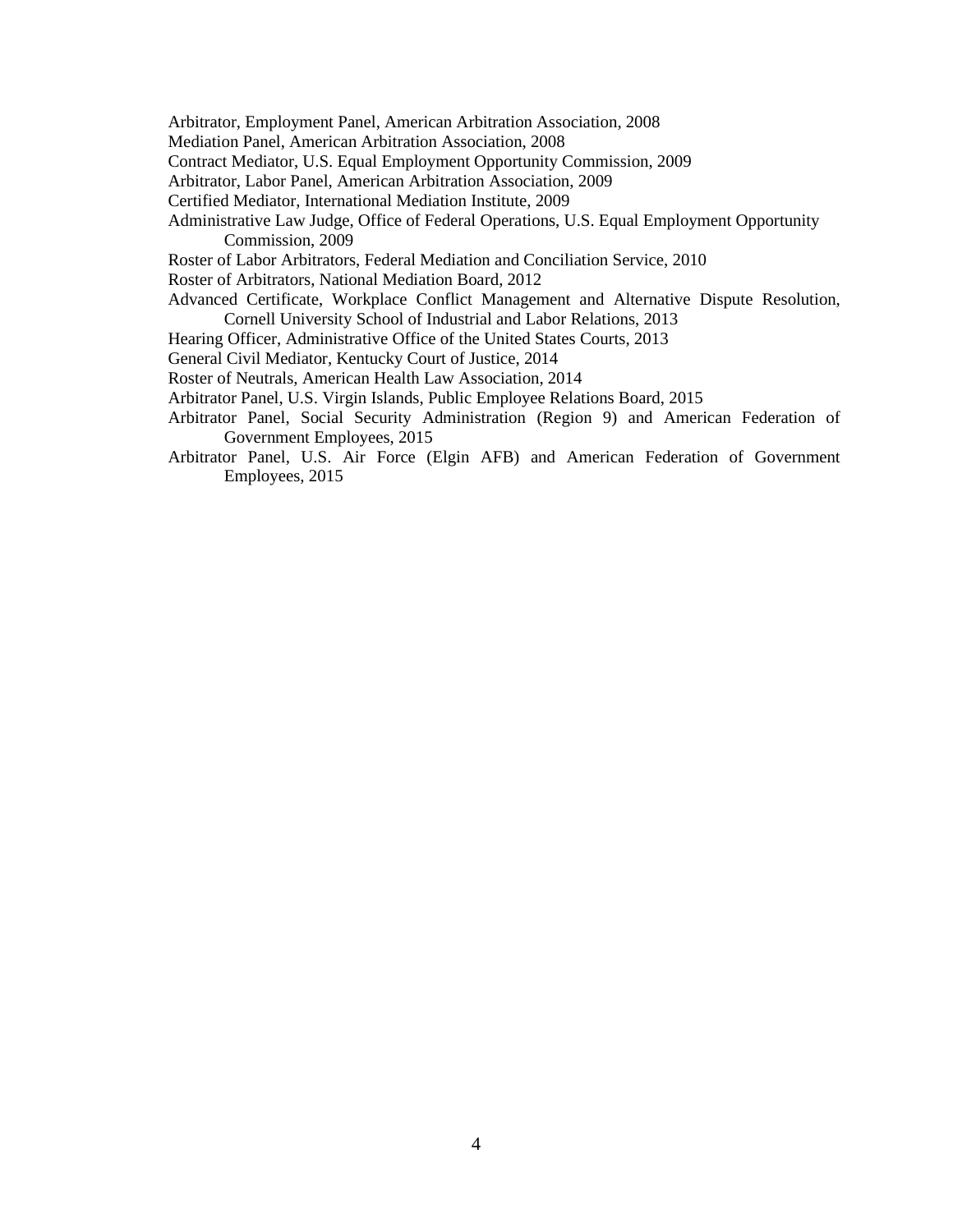Arbitrator, Employment Panel, American Arbitration Association, 2008
Mediation Panel, American Arbitration Association, 2008
Contract Mediator, U.S. Equal Employment Opportunity Commission, 2009
Arbitrator, Labor Panel, American Arbitration Association, 2009
Certified Mediator, International Mediation Institute, 2009
Administrative Law Judge, Office of Federal Operations, U.S. Equal Employment Opportunity Commission, 2009
Roster of Labor Arbitrators, Federal Mediation and Conciliation Service, 2010
Roster of Arbitrators, National Mediation Board, 2012
Advanced Certificate, Workplace Conflict Management and Alternative Dispute Resolution, Cornell University School of Industrial and Labor Relations, 2013
Hearing Officer, Administrative Office of the United States Courts, 2013
General Civil Mediator, Kentucky Court of Justice, 2014
Roster of Neutrals, American Health Law Association, 2014
Arbitrator Panel, U.S. Virgin Islands, Public Employee Relations Board, 2015
Arbitrator Panel, Social Security Administration (Region 9) and American Federation of Government Employees, 2015
Arbitrator Panel, U.S. Air Force (Elgin AFB) and American Federation of Government Employees, 2015